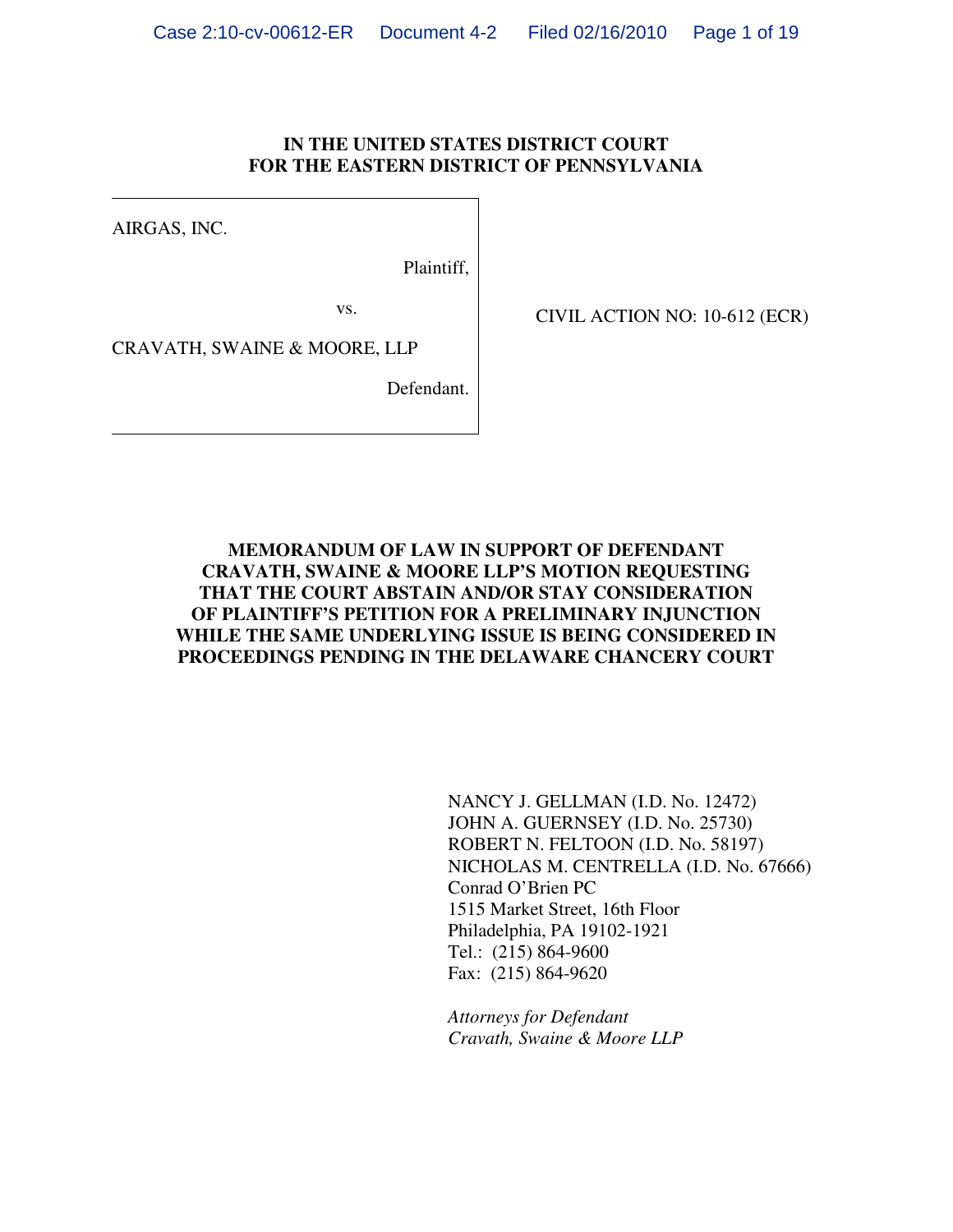**IN THE UNITED STATES DISTRICT COURT**
**FOR THE EASTERN DISTRICT OF PENNSYLVANIA**

AIRGAS, INC.

Plaintiff,

vs.

CRAVATH, SWAINE & MOORE, LLP

Defendant.

CIVIL ACTION NO: 10-612 (ECR)

**MEMORANDUM OF LAW IN SUPPORT OF DEFENDANT CRAVATH, SWAINE & MOORE LLP'S MOTION REQUESTING THAT THE COURT ABSTAIN AND/OR STAY CONSIDERATION OF PLAINTIFF'S PETITION FOR A PRELIMINARY INJUNCTION WHILE THE SAME UNDERLYING ISSUE IS BEING CONSIDERED IN PROCEEDINGS PENDING IN THE DELAWARE CHANCERY COURT**

NANCY J. GELLMAN (I.D. No. 12472)
JOHN A. GUERNSEY (I.D. No. 25730)
ROBERT N. FELTOON (I.D. No. 58197)
NICHOLAS M. CENTRELLA (I.D. No. 67666)
Conrad O'Brien PC
1515 Market Street, 16th Floor
Philadelphia, PA 19102-1921
Tel.: (215) 864-9600
Fax: (215) 864-9620

*Attorneys for Defendant*
*Cravath, Swaine & Moore LLP*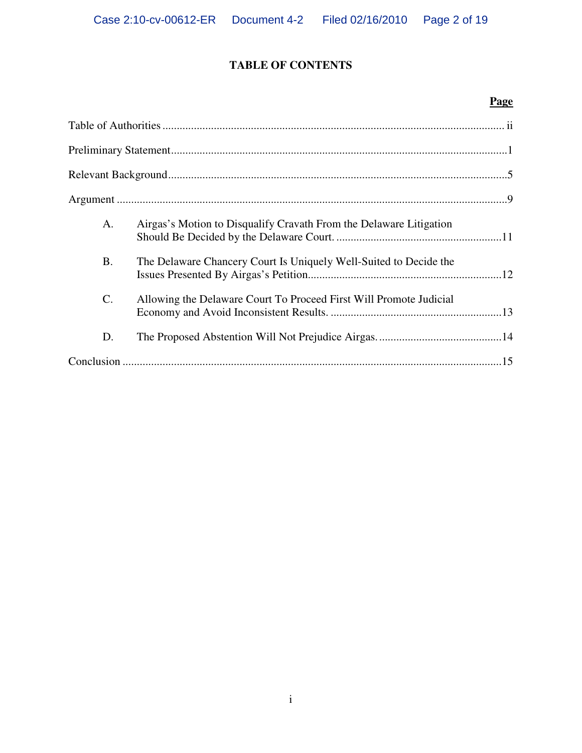# TABLE OF CONTENTS

**Page**

Table of Authorities ........................................................................................................... ii

Preliminary Statement.........................................................................................................1

Relevant Background...........................................................................................................5

Argument ..............................................................................................................................9

A. Airgas's Motion to Disqualify Cravath From the Delaware Litigation Should Be Decided by the Delaware Court. ..........................................................11

B. The Delaware Chancery Court Is Uniquely Well-Suited to Decide the Issues Presented By Airgas's Petition....................................................................12

C. Allowing the Delaware Court To Proceed First Will Promote Judicial Economy and Avoid Inconsistent Results. ............................................................13

D. The Proposed Abstention Will Not Prejudice Airgas. ............................................14

Conclusion ..........................................................................................................................15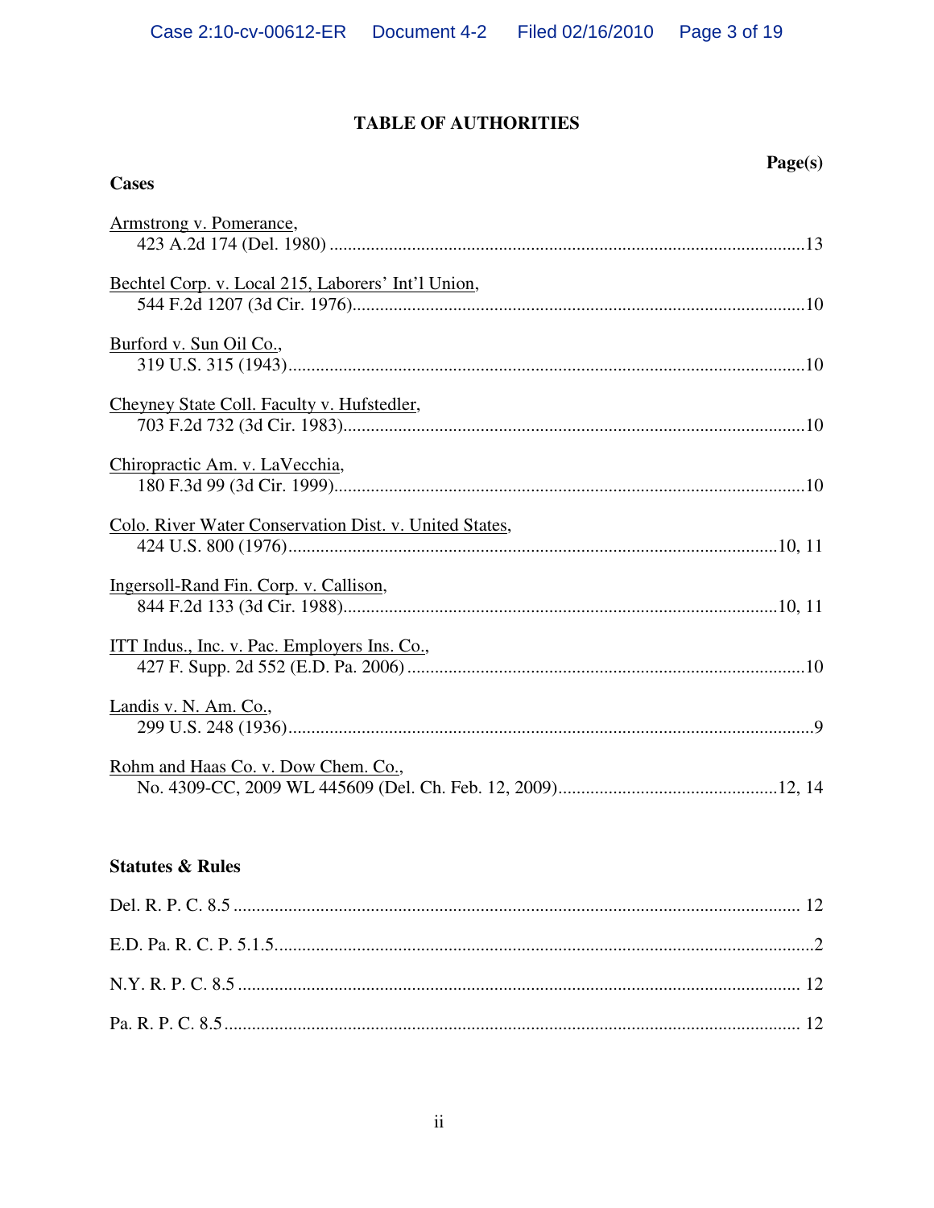# TABLE OF AUTHORITIES

**Page(s)**

## Cases

Armstrong v. Pomerance,
423 A.2d 174 (Del. 1980) ........................................................................................................13

Bechtel Corp. v. Local 215, Laborers' Int'l Union,
544 F.2d 1207 (3d Cir. 1976)..................................................................................................10

Burford v. Sun Oil Co.,
319 U.S. 315 (1943).................................................................................................................10

Cheyney State Coll. Faculty v. Hufstedler,
703 F.2d 732 (3d Cir. 1983)....................................................................................................10

Chiropractic Am. v. LaVecchia,
180 F.3d 99 (3d Cir. 1999)......................................................................................................10

Colo. River Water Conservation Dist. v. United States,
424 U.S. 800 (1976)...........................................................................................................10, 11

Ingersoll-Rand Fin. Corp. v. Callison,
844 F.2d 133 (3d Cir. 1988)..............................................................................................10, 11

ITT Indus., Inc. v. Pac. Employers Ins. Co.,
427 F. Supp. 2d 552 (E.D. Pa. 2006) ......................................................................................10

Landis v. N. Am. Co.,
299 U.S. 248 (1936)...................................................................................................................9

Rohm and Haas Co. v. Dow Chem. Co.,
No. 4309-CC, 2009 WL 445609 (Del. Ch. Feb. 12, 2009)................................................12, 14

## Statutes & Rules

Del. R. P. C. 8.5 ........................................................................................................................... 12

E.D. Pa. R. C. P. 5.1.5....................................................................................................................2

N.Y. R. P. C. 8.5 .......................................................................................................................... 12

Pa. R. P. C. 8.5 ............................................................................................................................. 12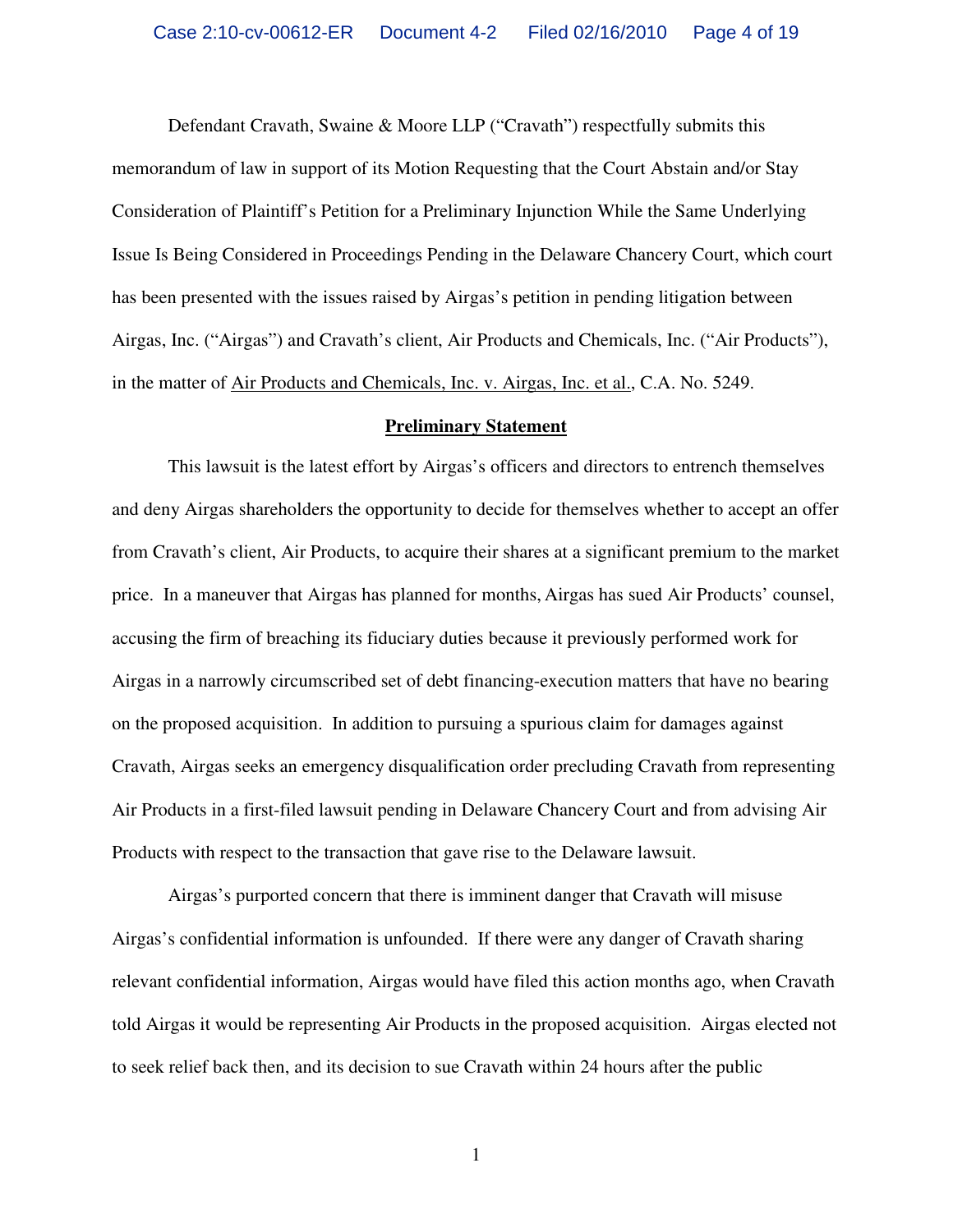Defendant Cravath, Swaine & Moore LLP ("Cravath") respectfully submits this memorandum of law in support of its Motion Requesting that the Court Abstain and/or Stay Consideration of Plaintiff's Petition for a Preliminary Injunction While the Same Underlying Issue Is Being Considered in Proceedings Pending in the Delaware Chancery Court, which court has been presented with the issues raised by Airgas's petition in pending litigation between Airgas, Inc. ("Airgas") and Cravath's client, Air Products and Chemicals, Inc. ("Air Products"), in the matter of Air Products and Chemicals, Inc. v. Airgas, Inc. et al., C.A. No. 5249.

**Preliminary Statement**

This lawsuit is the latest effort by Airgas's officers and directors to entrench themselves and deny Airgas shareholders the opportunity to decide for themselves whether to accept an offer from Cravath's client, Air Products, to acquire their shares at a significant premium to the market price. In a maneuver that Airgas has planned for months, Airgas has sued Air Products' counsel, accusing the firm of breaching its fiduciary duties because it previously performed work for Airgas in a narrowly circumscribed set of debt financing-execution matters that have no bearing on the proposed acquisition. In addition to pursuing a spurious claim for damages against Cravath, Airgas seeks an emergency disqualification order precluding Cravath from representing Air Products in a first-filed lawsuit pending in Delaware Chancery Court and from advising Air Products with respect to the transaction that gave rise to the Delaware lawsuit.

Airgas's purported concern that there is imminent danger that Cravath will misuse Airgas's confidential information is unfounded. If there were any danger of Cravath sharing relevant confidential information, Airgas would have filed this action months ago, when Cravath told Airgas it would be representing Air Products in the proposed acquisition. Airgas elected not to seek relief back then, and its decision to sue Cravath within 24 hours after the public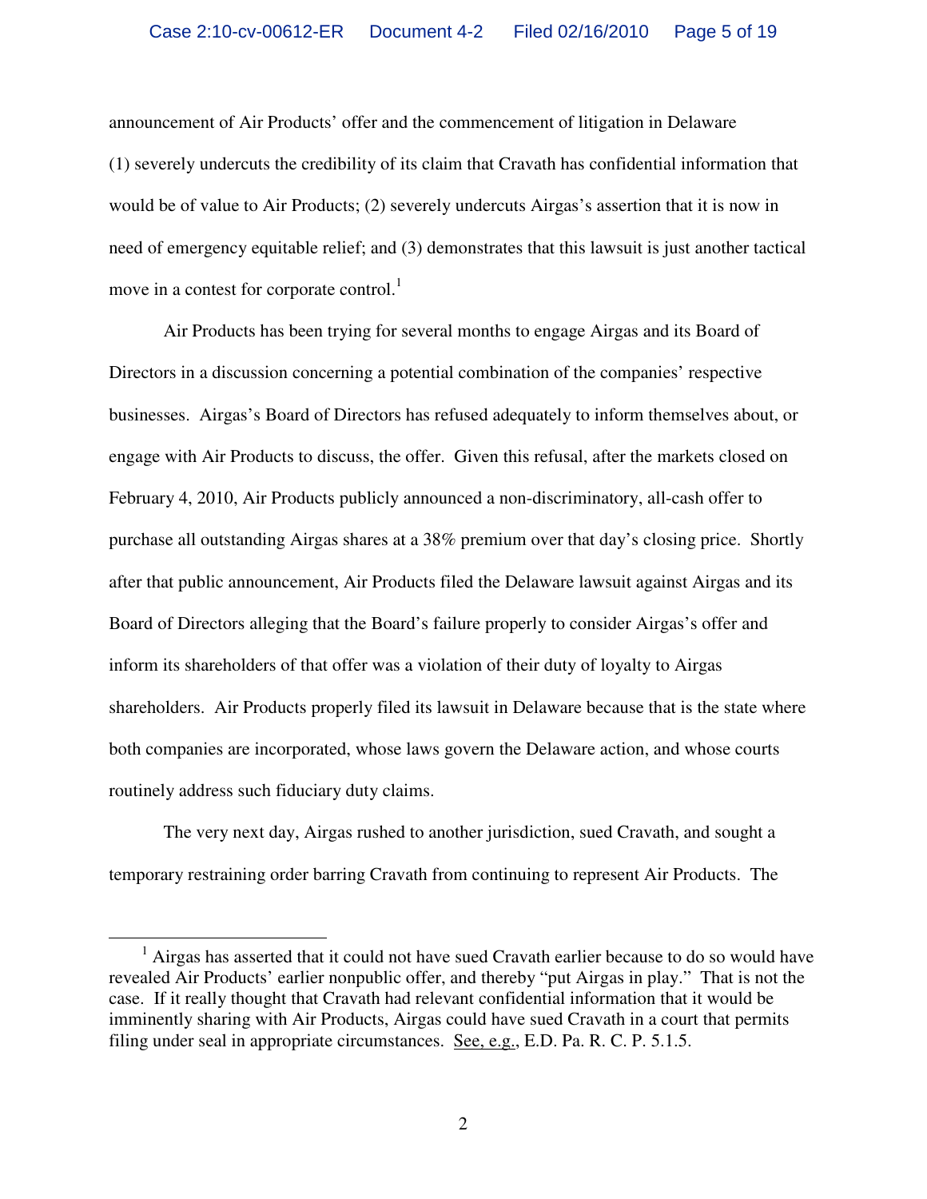announcement of Air Products' offer and the commencement of litigation in Delaware (1) severely undercuts the credibility of its claim that Cravath has confidential information that would be of value to Air Products; (2) severely undercuts Airgas's assertion that it is now in need of emergency equitable relief; and (3) demonstrates that this lawsuit is just another tactical move in a contest for corporate control.[1]

Air Products has been trying for several months to engage Airgas and its Board of Directors in a discussion concerning a potential combination of the companies' respective businesses. Airgas's Board of Directors has refused adequately to inform themselves about, or engage with Air Products to discuss, the offer. Given this refusal, after the markets closed on February 4, 2010, Air Products publicly announced a non-discriminatory, all-cash offer to purchase all outstanding Airgas shares at a 38% premium over that day's closing price. Shortly after that public announcement, Air Products filed the Delaware lawsuit against Airgas and its Board of Directors alleging that the Board's failure properly to consider Airgas's offer and inform its shareholders of that offer was a violation of their duty of loyalty to Airgas shareholders. Air Products properly filed its lawsuit in Delaware because that is the state where both companies are incorporated, whose laws govern the Delaware action, and whose courts routinely address such fiduciary duty claims.

The very next day, Airgas rushed to another jurisdiction, sued Cravath, and sought a temporary restraining order barring Cravath from continuing to represent Air Products. The

---

[1] Airgas has asserted that it could not have sued Cravath earlier because to do so would have revealed Air Products' earlier nonpublic offer, and thereby "put Airgas in play." That is not the case. If it really thought that Cravath had relevant confidential information that it would be imminently sharing with Air Products, Airgas could have sued Cravath in a court that permits filing under seal in appropriate circumstances. <u>See, e.g.</u>, E.D. Pa. R. C. P. 5.1.5.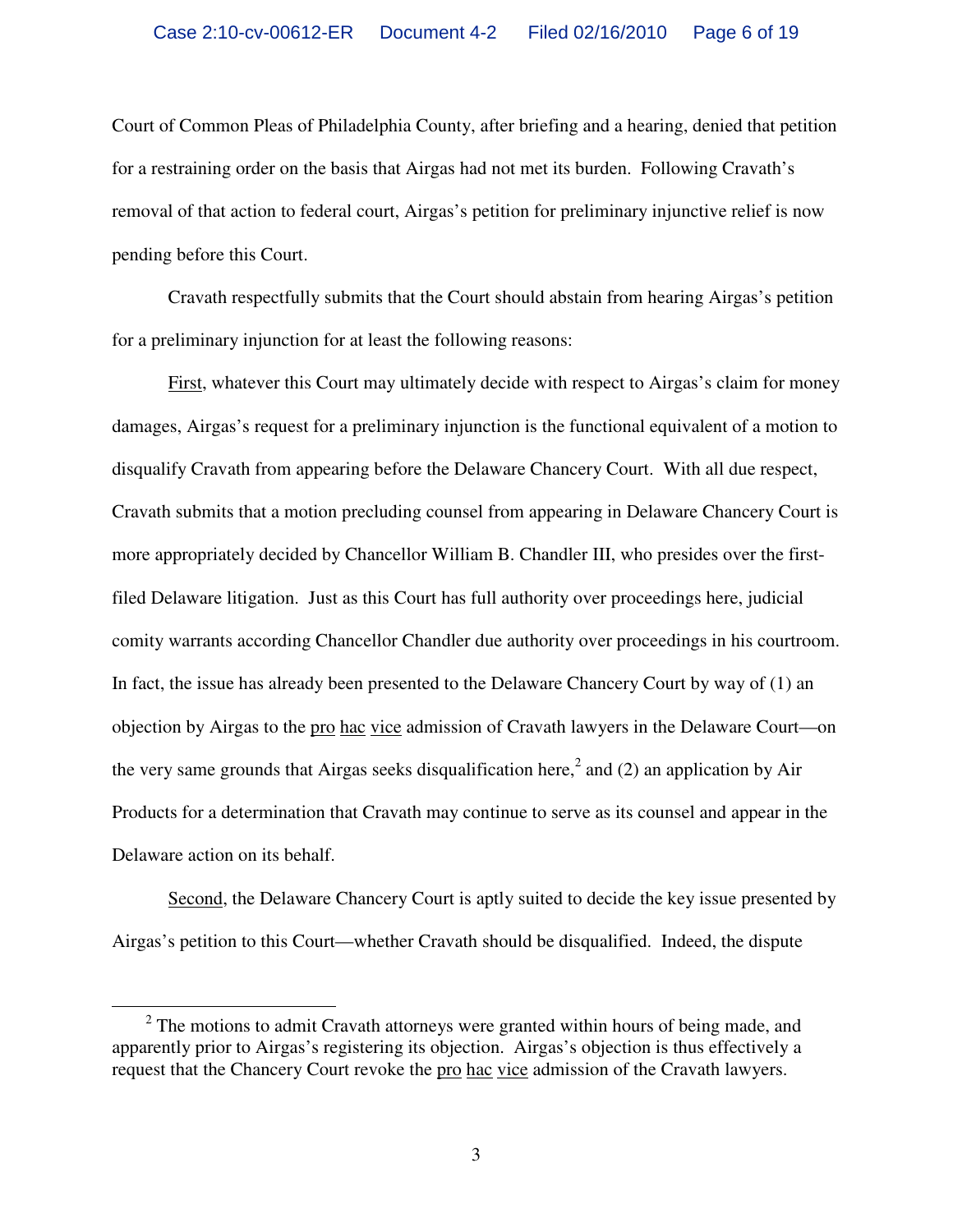Court of Common Pleas of Philadelphia County, after briefing and a hearing, denied that petition for a restraining order on the basis that Airgas had not met its burden. Following Cravath's removal of that action to federal court, Airgas's petition for preliminary injunctive relief is now pending before this Court.

Cravath respectfully submits that the Court should abstain from hearing Airgas's petition for a preliminary injunction for at least the following reasons:

First, whatever this Court may ultimately decide with respect to Airgas's claim for money damages, Airgas's request for a preliminary injunction is the functional equivalent of a motion to disqualify Cravath from appearing before the Delaware Chancery Court. With all due respect, Cravath submits that a motion precluding counsel from appearing in Delaware Chancery Court is more appropriately decided by Chancellor William B. Chandler III, who presides over the first-filed Delaware litigation. Just as this Court has full authority over proceedings here, judicial comity warrants according Chancellor Chandler due authority over proceedings in his courtroom. In fact, the issue has already been presented to the Delaware Chancery Court by way of (1) an objection by Airgas to the pro hac vice admission of Cravath lawyers in the Delaware Court—on the very same grounds that Airgas seeks disqualification here,[2] and (2) an application by Air Products for a determination that Cravath may continue to serve as its counsel and appear in the Delaware action on its behalf.

Second, the Delaware Chancery Court is aptly suited to decide the key issue presented by Airgas's petition to this Court—whether Cravath should be disqualified. Indeed, the dispute

[2] The motions to admit Cravath attorneys were granted within hours of being made, and apparently prior to Airgas's registering its objection. Airgas's objection is thus effectively a request that the Chancery Court revoke the pro hac vice admission of the Cravath lawyers.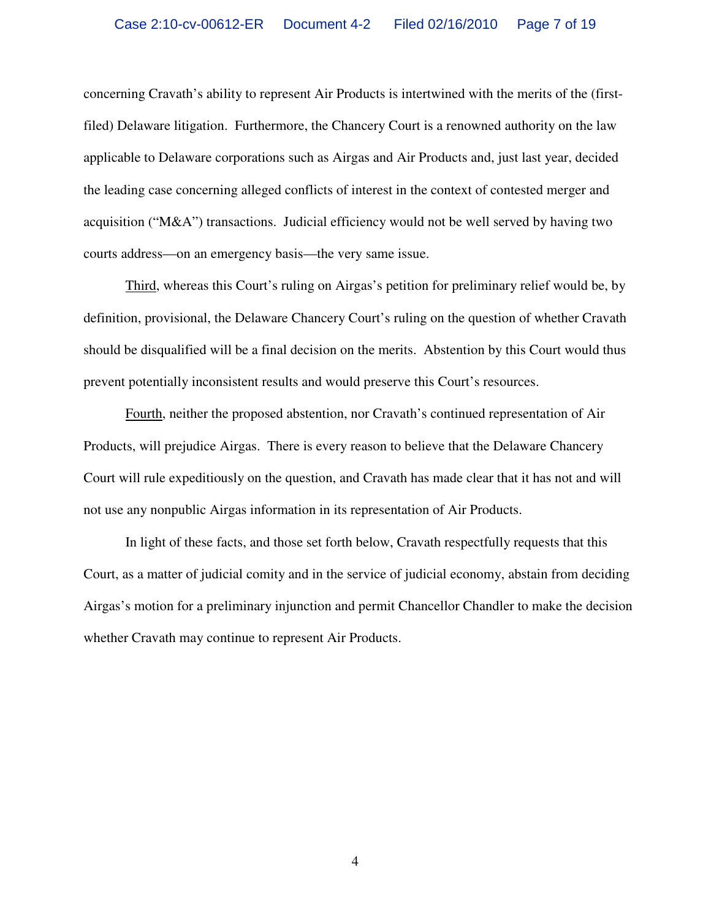concerning Cravath's ability to represent Air Products is intertwined with the merits of the (first-filed) Delaware litigation. Furthermore, the Chancery Court is a renowned authority on the law applicable to Delaware corporations such as Airgas and Air Products and, just last year, decided the leading case concerning alleged conflicts of interest in the context of contested merger and acquisition ("M&A") transactions. Judicial efficiency would not be well served by having two courts address—on an emergency basis—the very same issue.

Third, whereas this Court's ruling on Airgas's petition for preliminary relief would be, by definition, provisional, the Delaware Chancery Court's ruling on the question of whether Cravath should be disqualified will be a final decision on the merits. Abstention by this Court would thus prevent potentially inconsistent results and would preserve this Court's resources.

Fourth, neither the proposed abstention, nor Cravath's continued representation of Air Products, will prejudice Airgas. There is every reason to believe that the Delaware Chancery Court will rule expeditiously on the question, and Cravath has made clear that it has not and will not use any nonpublic Airgas information in its representation of Air Products.

In light of these facts, and those set forth below, Cravath respectfully requests that this Court, as a matter of judicial comity and in the service of judicial economy, abstain from deciding Airgas's motion for a preliminary injunction and permit Chancellor Chandler to make the decision whether Cravath may continue to represent Air Products.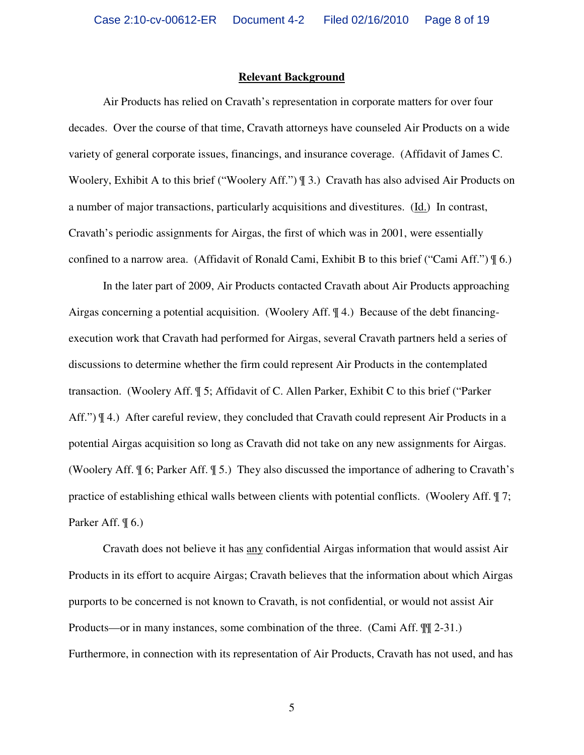**Relevant Background**

Air Products has relied on Cravath's representation in corporate matters for over four decades. Over the course of that time, Cravath attorneys have counseled Air Products on a wide variety of general corporate issues, financings, and insurance coverage. (Affidavit of James C. Woolery, Exhibit A to this brief ("Woolery Aff.") ¶ 3.) Cravath has also advised Air Products on a number of major transactions, particularly acquisitions and divestitures. (Id.) In contrast, Cravath's periodic assignments for Airgas, the first of which was in 2001, were essentially confined to a narrow area. (Affidavit of Ronald Cami, Exhibit B to this brief ("Cami Aff.") ¶ 6.)

In the later part of 2009, Air Products contacted Cravath about Air Products approaching Airgas concerning a potential acquisition. (Woolery Aff. ¶ 4.) Because of the debt financing-execution work that Cravath had performed for Airgas, several Cravath partners held a series of discussions to determine whether the firm could represent Air Products in the contemplated transaction. (Woolery Aff. ¶ 5; Affidavit of C. Allen Parker, Exhibit C to this brief ("Parker Aff.") ¶ 4.) After careful review, they concluded that Cravath could represent Air Products in a potential Airgas acquisition so long as Cravath did not take on any new assignments for Airgas. (Woolery Aff. ¶ 6; Parker Aff. ¶ 5.) They also discussed the importance of adhering to Cravath's practice of establishing ethical walls between clients with potential conflicts. (Woolery Aff. ¶ 7; Parker Aff. ¶ 6.)

Cravath does not believe it has any confidential Airgas information that would assist Air Products in its effort to acquire Airgas; Cravath believes that the information about which Airgas purports to be concerned is not known to Cravath, is not confidential, or would not assist Air Products—or in many instances, some combination of the three. (Cami Aff. ¶¶ 2-31.) Furthermore, in connection with its representation of Air Products, Cravath has not used, and has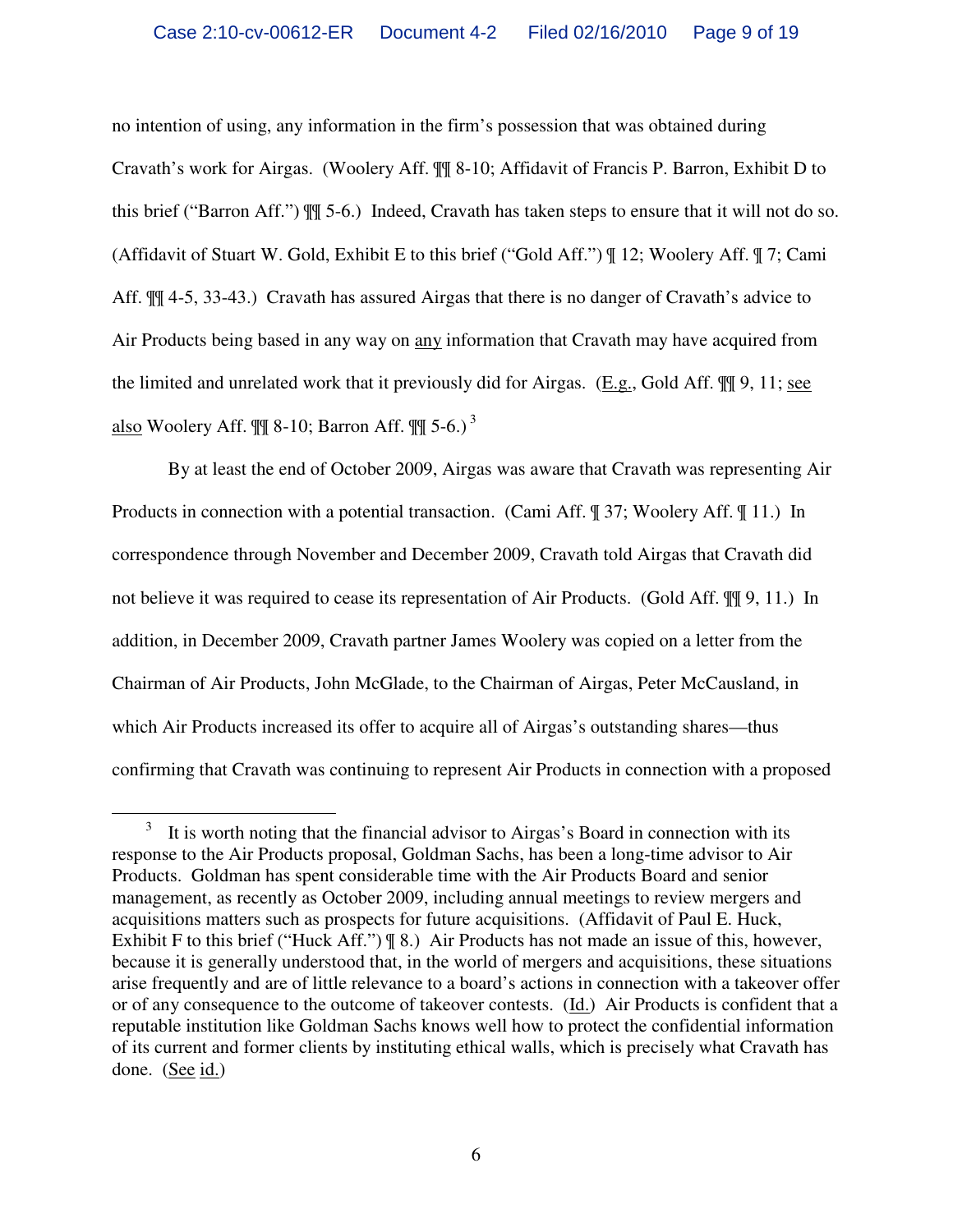no intention of using, any information in the firm's possession that was obtained during Cravath's work for Airgas. (Woolery Aff. ¶¶ 8-10; Affidavit of Francis P. Barron, Exhibit D to this brief ("Barron Aff.") ¶¶ 5-6.) Indeed, Cravath has taken steps to ensure that it will not do so. (Affidavit of Stuart W. Gold, Exhibit E to this brief ("Gold Aff.") ¶ 12; Woolery Aff. ¶ 7; Cami Aff. ¶¶ 4-5, 33-43.) Cravath has assured Airgas that there is no danger of Cravath's advice to Air Products being based in any way on any information that Cravath may have acquired from the limited and unrelated work that it previously did for Airgas. (E.g., Gold Aff. ¶¶ 9, 11; see also Woolery Aff. ¶¶ 8-10; Barron Aff. ¶¶ 5-6.)[3]

By at least the end of October 2009, Airgas was aware that Cravath was representing Air Products in connection with a potential transaction. (Cami Aff. ¶ 37; Woolery Aff. ¶ 11.) In correspondence through November and December 2009, Cravath told Airgas that Cravath did not believe it was required to cease its representation of Air Products. (Gold Aff. ¶¶ 9, 11.) In addition, in December 2009, Cravath partner James Woolery was copied on a letter from the Chairman of Air Products, John McGlade, to the Chairman of Airgas, Peter McCausland, in which Air Products increased its offer to acquire all of Airgas's outstanding shares—thus confirming that Cravath was continuing to represent Air Products in connection with a proposed

---

[3] It is worth noting that the financial advisor to Airgas's Board in connection with its response to the Air Products proposal, Goldman Sachs, has been a long-time advisor to Air Products. Goldman has spent considerable time with the Air Products Board and senior management, as recently as October 2009, including annual meetings to review mergers and acquisitions matters such as prospects for future acquisitions. (Affidavit of Paul E. Huck, Exhibit F to this brief ("Huck Aff.") ¶ 8.) Air Products has not made an issue of this, however, because it is generally understood that, in the world of mergers and acquisitions, these situations arise frequently and are of little relevance to a board's actions in connection with a takeover offer or of any consequence to the outcome of takeover contests. (Id.) Air Products is confident that a reputable institution like Goldman Sachs knows well how to protect the confidential information of its current and former clients by instituting ethical walls, which is precisely what Cravath has done. (See id.)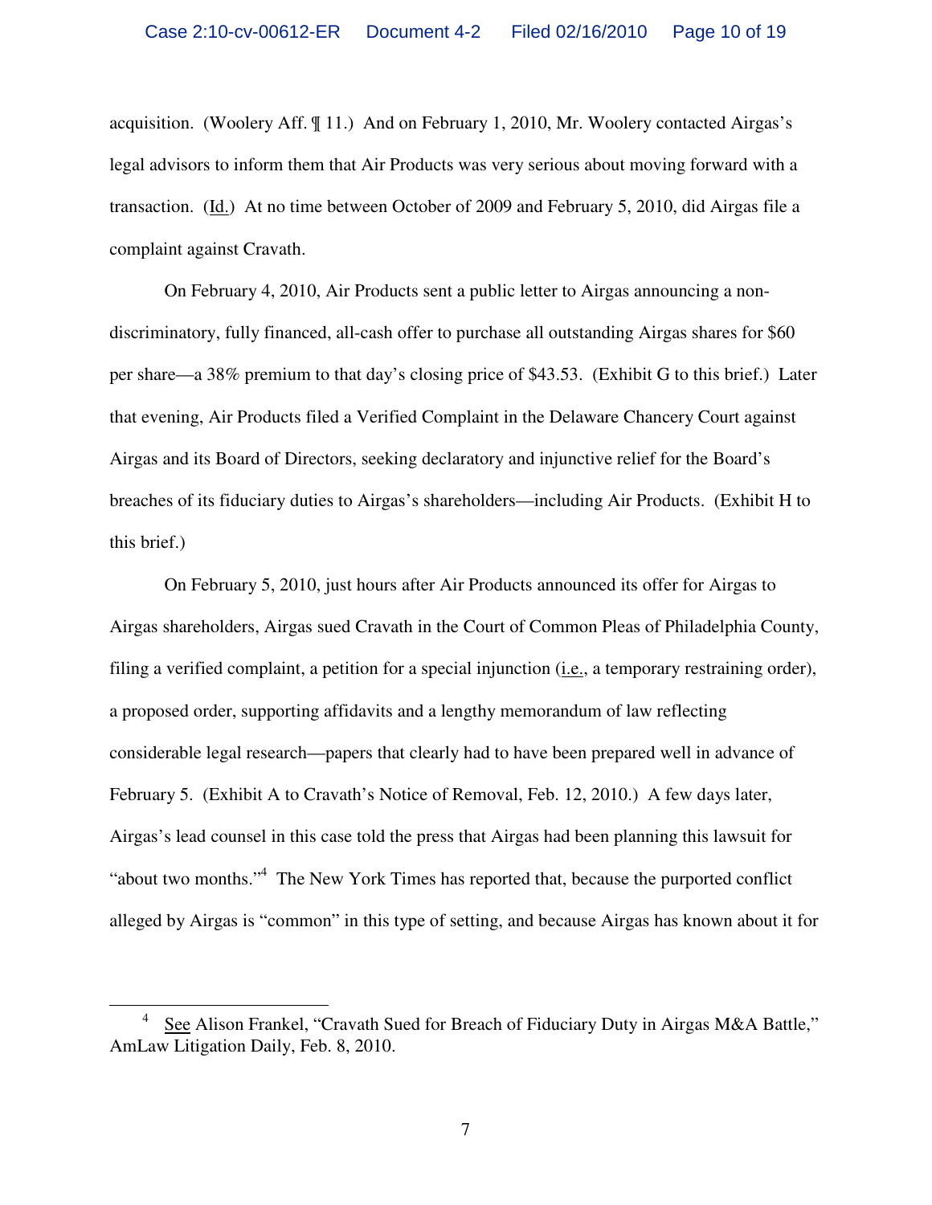acquisition. (Woolery Aff. ¶ 11.) And on February 1, 2010, Mr. Woolery contacted Airgas's legal advisors to inform them that Air Products was very serious about moving forward with a transaction. (Id.) At no time between October of 2009 and February 5, 2010, did Airgas file a complaint against Cravath.

On February 4, 2010, Air Products sent a public letter to Airgas announcing a non-discriminatory, fully financed, all-cash offer to purchase all outstanding Airgas shares for $60 per share—a 38% premium to that day's closing price of $43.53. (Exhibit G to this brief.) Later that evening, Air Products filed a Verified Complaint in the Delaware Chancery Court against Airgas and its Board of Directors, seeking declaratory and injunctive relief for the Board's breaches of its fiduciary duties to Airgas's shareholders—including Air Products. (Exhibit H to this brief.)

On February 5, 2010, just hours after Air Products announced its offer for Airgas to Airgas shareholders, Airgas sued Cravath in the Court of Common Pleas of Philadelphia County, filing a verified complaint, a petition for a special injunction (i.e., a temporary restraining order), a proposed order, supporting affidavits and a lengthy memorandum of law reflecting considerable legal research—papers that clearly had to have been prepared well in advance of February 5. (Exhibit A to Cravath's Notice of Removal, Feb. 12, 2010.) A few days later, Airgas's lead counsel in this case told the press that Airgas had been planning this lawsuit for "about two months."[4] The New York Times has reported that, because the purported conflict alleged by Airgas is "common" in this type of setting, and because Airgas has known about it for

---

[4] See Alison Frankel, "Cravath Sued for Breach of Fiduciary Duty in Airgas M&A Battle," AmLaw Litigation Daily, Feb. 8, 2010.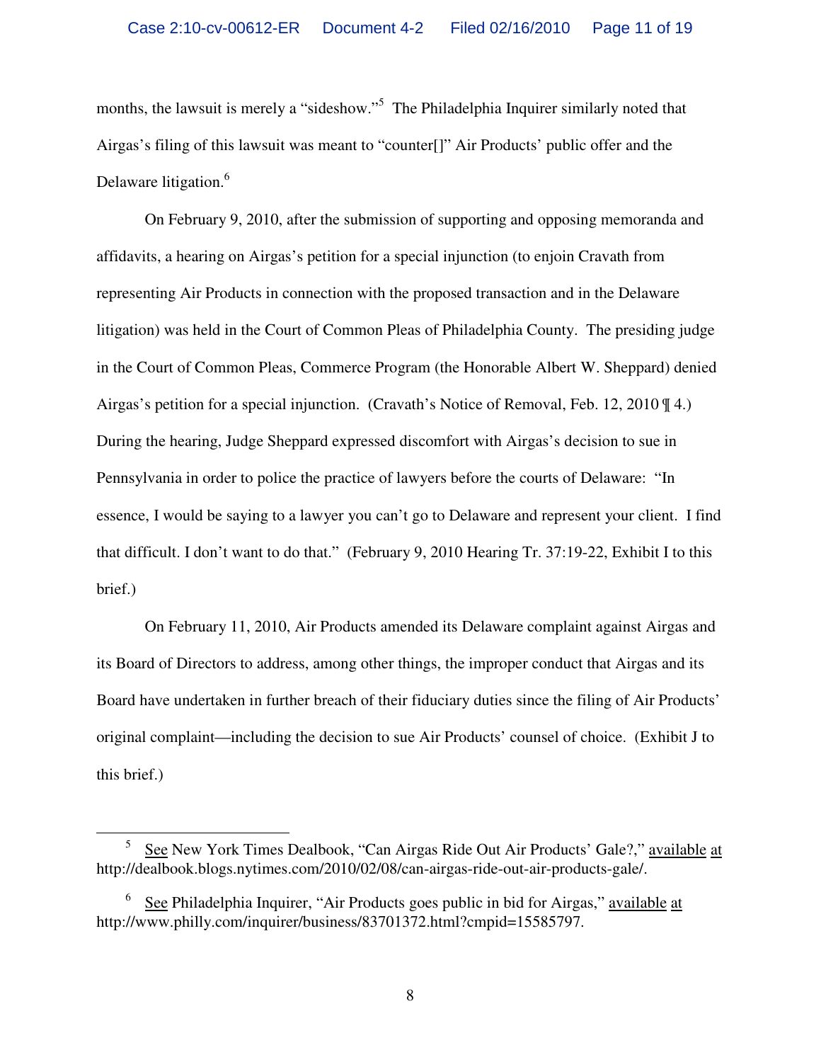months, the lawsuit is merely a "sideshow."[5] The Philadelphia Inquirer similarly noted that Airgas's filing of this lawsuit was meant to "counter[]" Air Products' public offer and the Delaware litigation.[6]

On February 9, 2010, after the submission of supporting and opposing memoranda and affidavits, a hearing on Airgas's petition for a special injunction (to enjoin Cravath from representing Air Products in connection with the proposed transaction and in the Delaware litigation) was held in the Court of Common Pleas of Philadelphia County. The presiding judge in the Court of Common Pleas, Commerce Program (the Honorable Albert W. Sheppard) denied Airgas's petition for a special injunction. (Cravath's Notice of Removal, Feb. 12, 2010 ¶ 4.) During the hearing, Judge Sheppard expressed discomfort with Airgas's decision to sue in Pennsylvania in order to police the practice of lawyers before the courts of Delaware: "In essence, I would be saying to a lawyer you can't go to Delaware and represent your client. I find that difficult. I don't want to do that." (February 9, 2010 Hearing Tr. 37:19-22, Exhibit I to this brief.)

On February 11, 2010, Air Products amended its Delaware complaint against Airgas and its Board of Directors to address, among other things, the improper conduct that Airgas and its Board have undertaken in further breach of their fiduciary duties since the filing of Air Products' original complaint—including the decision to sue Air Products' counsel of choice. (Exhibit J to this brief.)

---

[5] See New York Times Dealbook, "Can Airgas Ride Out Air Products' Gale?," available at http://dealbook.blogs.nytimes.com/2010/02/08/can-airgas-ride-out-air-products-gale/.

[6] See Philadelphia Inquirer, "Air Products goes public in bid for Airgas," available at http://www.philly.com/inquirer/business/83701372.html?cmpid=15585797.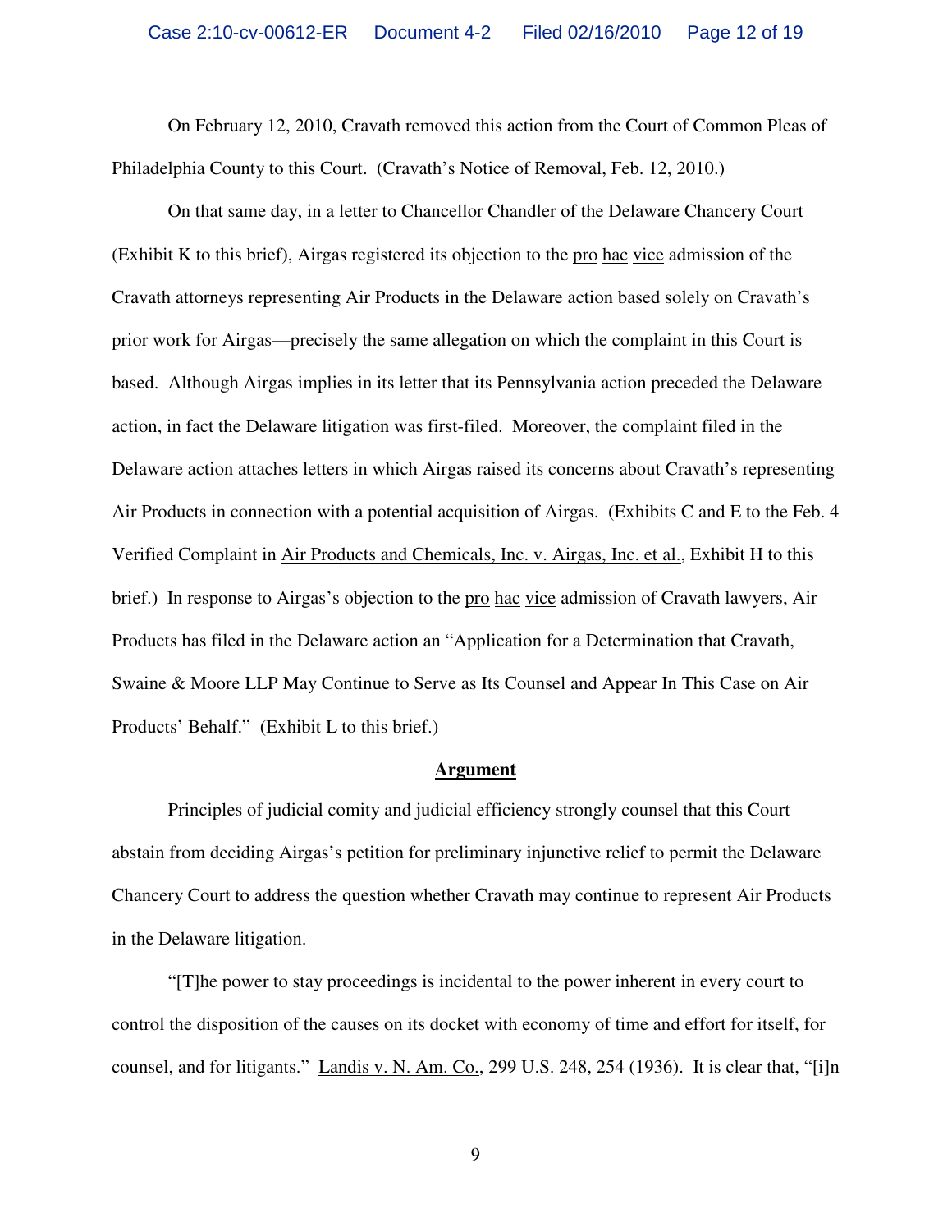On February 12, 2010, Cravath removed this action from the Court of Common Pleas of Philadelphia County to this Court. (Cravath's Notice of Removal, Feb. 12, 2010.)

On that same day, in a letter to Chancellor Chandler of the Delaware Chancery Court (Exhibit K to this brief), Airgas registered its objection to the pro hac vice admission of the Cravath attorneys representing Air Products in the Delaware action based solely on Cravath's prior work for Airgas—precisely the same allegation on which the complaint in this Court is based. Although Airgas implies in its letter that its Pennsylvania action preceded the Delaware action, in fact the Delaware litigation was first-filed. Moreover, the complaint filed in the Delaware action attaches letters in which Airgas raised its concerns about Cravath's representing Air Products in connection with a potential acquisition of Airgas. (Exhibits C and E to the Feb. 4 Verified Complaint in Air Products and Chemicals, Inc. v. Airgas, Inc. et al., Exhibit H to this brief.) In response to Airgas's objection to the pro hac vice admission of Cravath lawyers, Air Products has filed in the Delaware action an "Application for a Determination that Cravath, Swaine & Moore LLP May Continue to Serve as Its Counsel and Appear In This Case on Air Products' Behalf." (Exhibit L to this brief.)

## Argument

Principles of judicial comity and judicial efficiency strongly counsel that this Court abstain from deciding Airgas's petition for preliminary injunctive relief to permit the Delaware Chancery Court to address the question whether Cravath may continue to represent Air Products in the Delaware litigation.

"[T]he power to stay proceedings is incidental to the power inherent in every court to control the disposition of the causes on its docket with economy of time and effort for itself, for counsel, and for litigants." Landis v. N. Am. Co., 299 U.S. 248, 254 (1936). It is clear that, "[i]n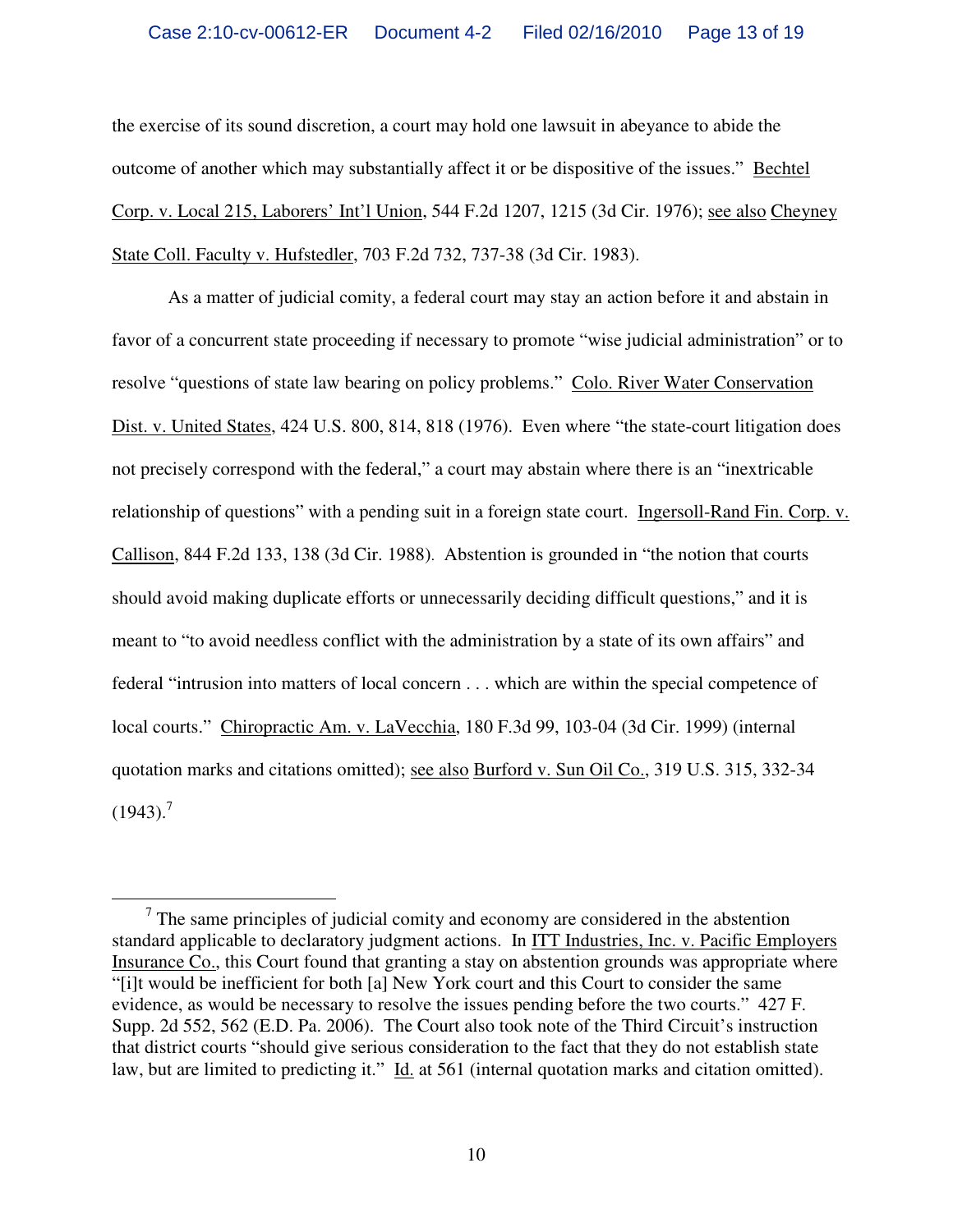the exercise of its sound discretion, a court may hold one lawsuit in abeyance to abide the outcome of another which may substantially affect it or be dispositive of the issues." Bechtel Corp. v. Local 215, Laborers' Int'l Union, 544 F.2d 1207, 1215 (3d Cir. 1976); see also Cheyney State Coll. Faculty v. Hufstedler, 703 F.2d 732, 737-38 (3d Cir. 1983).

As a matter of judicial comity, a federal court may stay an action before it and abstain in favor of a concurrent state proceeding if necessary to promote "wise judicial administration" or to resolve "questions of state law bearing on policy problems." Colo. River Water Conservation Dist. v. United States, 424 U.S. 800, 814, 818 (1976). Even where "the state-court litigation does not precisely correspond with the federal," a court may abstain where there is an "inextricable relationship of questions" with a pending suit in a foreign state court. Ingersoll-Rand Fin. Corp. v. Callison, 844 F.2d 133, 138 (3d Cir. 1988). Abstention is grounded in "the notion that courts should avoid making duplicate efforts or unnecessarily deciding difficult questions," and it is meant to "to avoid needless conflict with the administration by a state of its own affairs" and federal "intrusion into matters of local concern . . . which are within the special competence of local courts." Chiropractic Am. v. LaVecchia, 180 F.3d 99, 103-04 (3d Cir. 1999) (internal quotation marks and citations omitted); see also Burford v. Sun Oil Co., 319 U.S. 315, 332-34 (1943).[7]

---

[7] The same principles of judicial comity and economy are considered in the abstention standard applicable to declaratory judgment actions. In ITT Industries, Inc. v. Pacific Employers Insurance Co., this Court found that granting a stay on abstention grounds was appropriate where "[i]t would be inefficient for both [a] New York court and this Court to consider the same evidence, as would be necessary to resolve the issues pending before the two courts." 427 F. Supp. 2d 552, 562 (E.D. Pa. 2006). The Court also took note of the Third Circuit's instruction that district courts "should give serious consideration to the fact that they do not establish state law, but are limited to predicting it." Id. at 561 (internal quotation marks and citation omitted).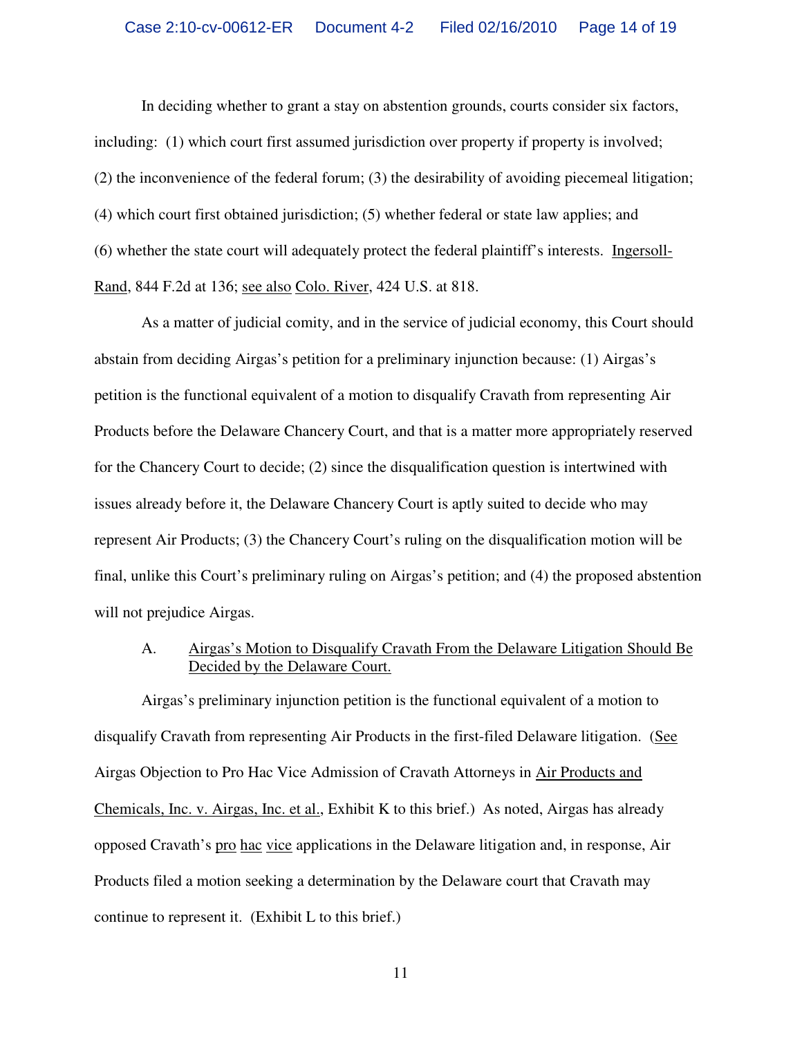In deciding whether to grant a stay on abstention grounds, courts consider six factors, including: (1) which court first assumed jurisdiction over property if property is involved; (2) the inconvenience of the federal forum; (3) the desirability of avoiding piecemeal litigation; (4) which court first obtained jurisdiction; (5) whether federal or state law applies; and (6) whether the state court will adequately protect the federal plaintiff's interests. Ingersoll-Rand, 844 F.2d at 136; see also Colo. River, 424 U.S. at 818.

As a matter of judicial comity, and in the service of judicial economy, this Court should abstain from deciding Airgas's petition for a preliminary injunction because: (1) Airgas's petition is the functional equivalent of a motion to disqualify Cravath from representing Air Products before the Delaware Chancery Court, and that is a matter more appropriately reserved for the Chancery Court to decide; (2) since the disqualification question is intertwined with issues already before it, the Delaware Chancery Court is aptly suited to decide who may represent Air Products; (3) the Chancery Court's ruling on the disqualification motion will be final, unlike this Court's preliminary ruling on Airgas's petition; and (4) the proposed abstention will not prejudice Airgas.

### A. Airgas's Motion to Disqualify Cravath From the Delaware Litigation Should Be Decided by the Delaware Court.

Airgas's preliminary injunction petition is the functional equivalent of a motion to disqualify Cravath from representing Air Products in the first-filed Delaware litigation. (See Airgas Objection to Pro Hac Vice Admission of Cravath Attorneys in Air Products and Chemicals, Inc. v. Airgas, Inc. et al., Exhibit K to this brief.) As noted, Airgas has already opposed Cravath's pro hac vice applications in the Delaware litigation and, in response, Air Products filed a motion seeking a determination by the Delaware court that Cravath may continue to represent it. (Exhibit L to this brief.)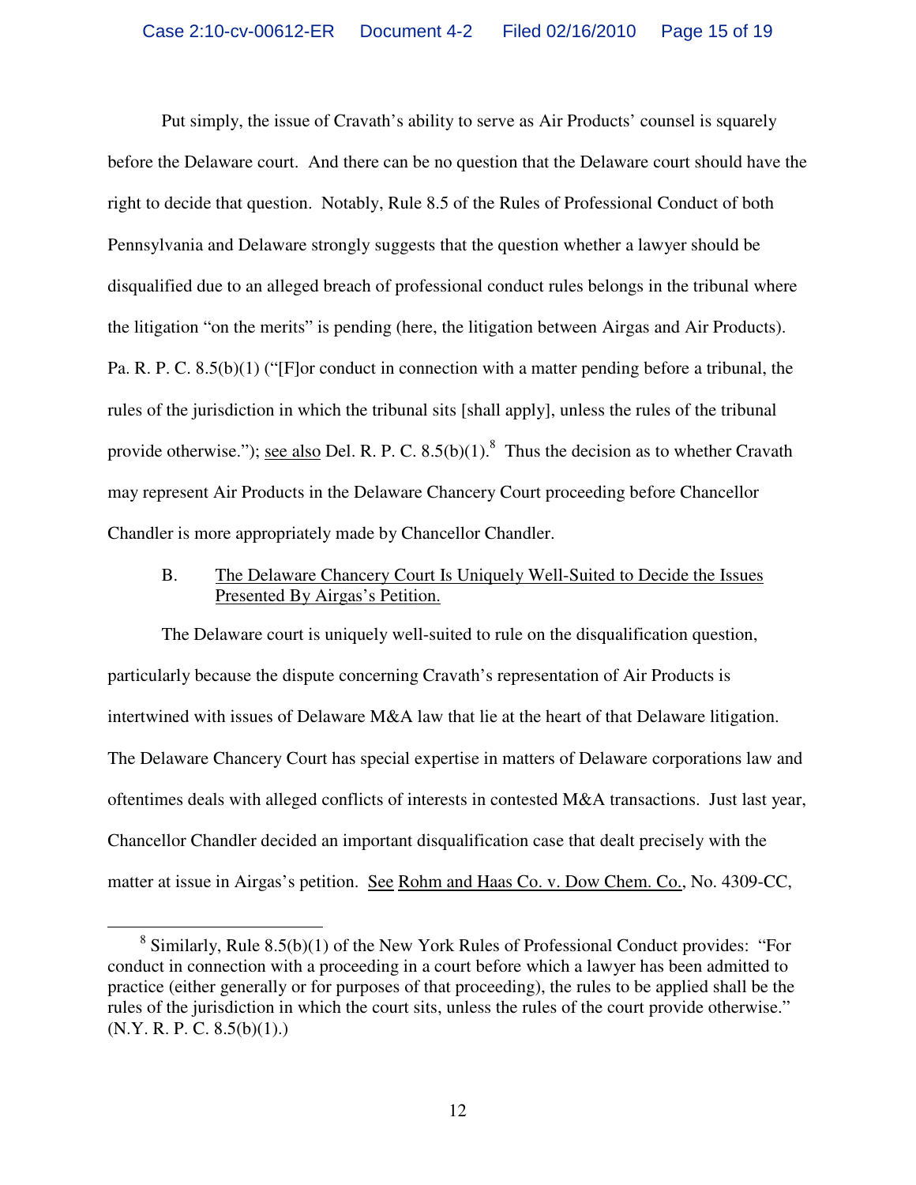Put simply, the issue of Cravath's ability to serve as Air Products' counsel is squarely before the Delaware court. And there can be no question that the Delaware court should have the right to decide that question. Notably, Rule 8.5 of the Rules of Professional Conduct of both Pennsylvania and Delaware strongly suggests that the question whether a lawyer should be disqualified due to an alleged breach of professional conduct rules belongs in the tribunal where the litigation "on the merits" is pending (here, the litigation between Airgas and Air Products). Pa. R. P. C. 8.5(b)(1) ("[F]or conduct in connection with a matter pending before a tribunal, the rules of the jurisdiction in which the tribunal sits [shall apply], unless the rules of the tribunal provide otherwise."); see also Del. R. P. C. 8.5(b)(1).[8] Thus the decision as to whether Cravath may represent Air Products in the Delaware Chancery Court proceeding before Chancellor Chandler is more appropriately made by Chancellor Chandler.

B. The Delaware Chancery Court Is Uniquely Well-Suited to Decide the Issues Presented By Airgas's Petition.

The Delaware court is uniquely well-suited to rule on the disqualification question, particularly because the dispute concerning Cravath's representation of Air Products is intertwined with issues of Delaware M&A law that lie at the heart of that Delaware litigation. The Delaware Chancery Court has special expertise in matters of Delaware corporations law and oftentimes deals with alleged conflicts of interests in contested M&A transactions. Just last year, Chancellor Chandler decided an important disqualification case that dealt precisely with the matter at issue in Airgas's petition. See Rohm and Haas Co. v. Dow Chem. Co., No. 4309-CC,

[8] Similarly, Rule 8.5(b)(1) of the New York Rules of Professional Conduct provides: "For conduct in connection with a proceeding in a court before which a lawyer has been admitted to practice (either generally or for purposes of that proceeding), the rules to be applied shall be the rules of the jurisdiction in which the court sits, unless the rules of the court provide otherwise." (N.Y. R. P. C. 8.5(b)(1).)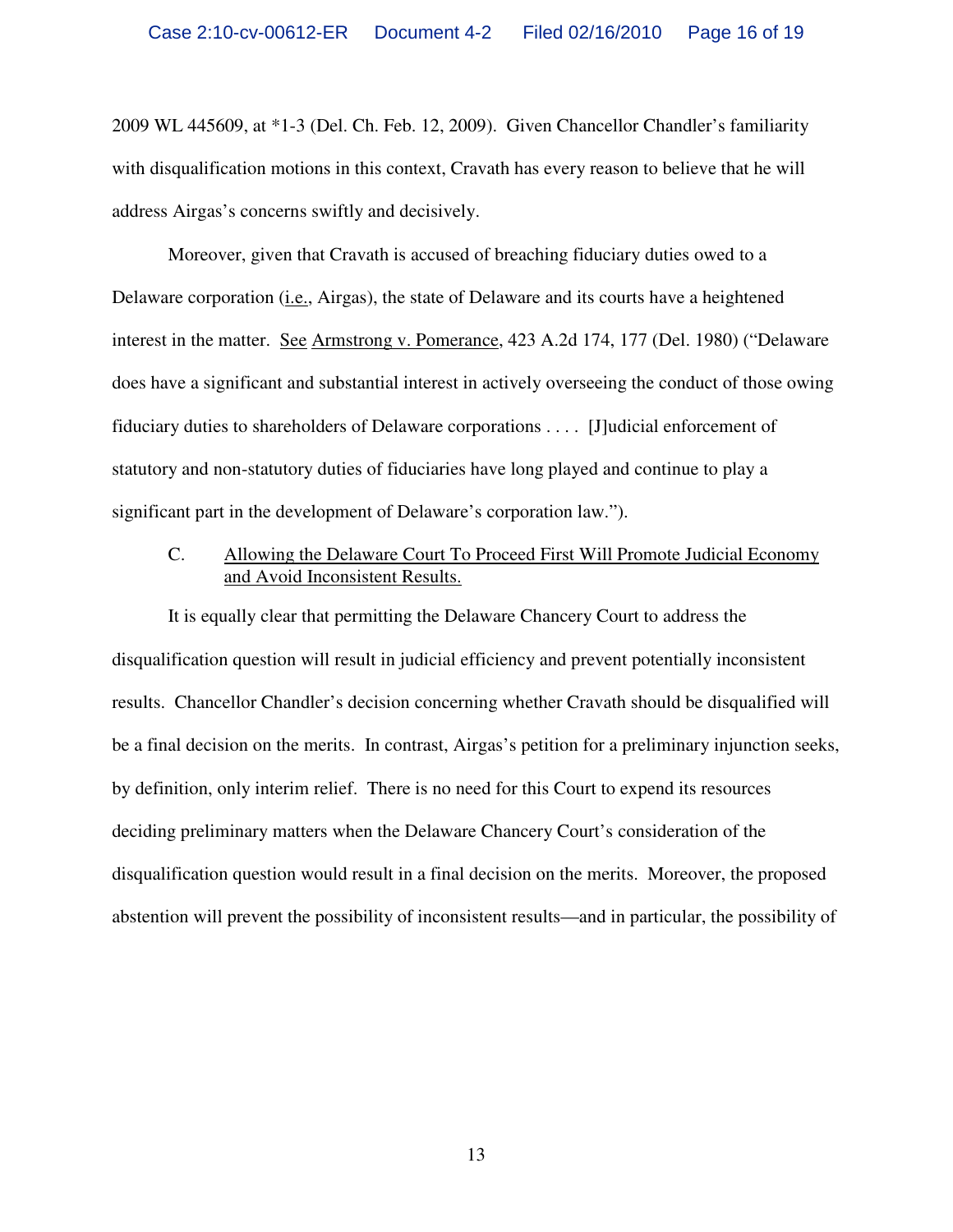2009 WL 445609, at *1-3 (Del. Ch. Feb. 12, 2009). Given Chancellor Chandler's familiarity with disqualification motions in this context, Cravath has every reason to believe that he will address Airgas's concerns swiftly and decisively.

Moreover, given that Cravath is accused of breaching fiduciary duties owed to a Delaware corporation (i.e., Airgas), the state of Delaware and its courts have a heightened interest in the matter. See Armstrong v. Pomerance, 423 A.2d 174, 177 (Del. 1980) ("Delaware does have a significant and substantial interest in actively overseeing the conduct of those owing fiduciary duties to shareholders of Delaware corporations . . . . [J]udicial enforcement of statutory and non-statutory duties of fiduciaries have long played and continue to play a significant part in the development of Delaware's corporation law.").

### C. Allowing the Delaware Court To Proceed First Will Promote Judicial Economy and Avoid Inconsistent Results.

It is equally clear that permitting the Delaware Chancery Court to address the disqualification question will result in judicial efficiency and prevent potentially inconsistent results. Chancellor Chandler's decision concerning whether Cravath should be disqualified will be a final decision on the merits. In contrast, Airgas's petition for a preliminary injunction seeks, by definition, only interim relief. There is no need for this Court to expend its resources deciding preliminary matters when the Delaware Chancery Court's consideration of the disqualification question would result in a final decision on the merits. Moreover, the proposed abstention will prevent the possibility of inconsistent results—and in particular, the possibility of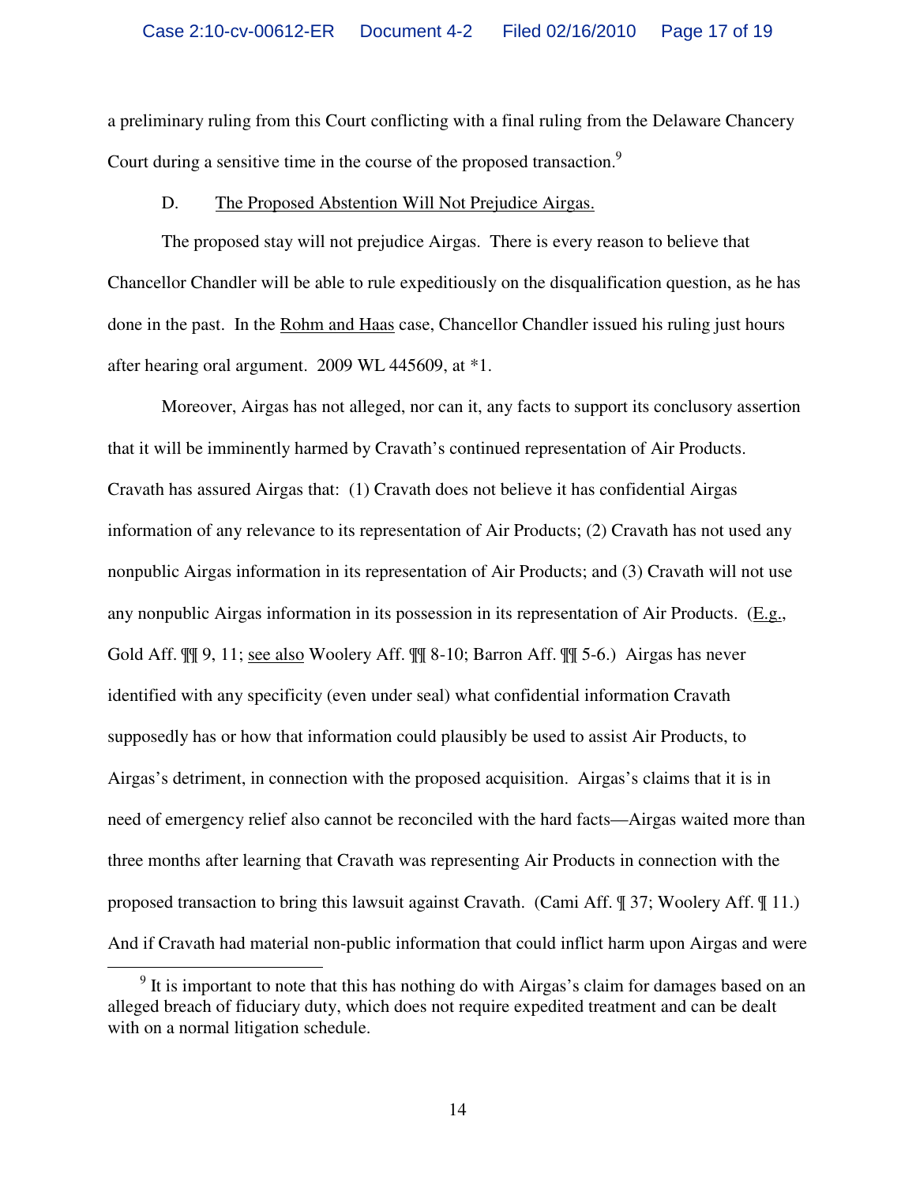a preliminary ruling from this Court conflicting with a final ruling from the Delaware Chancery Court during a sensitive time in the course of the proposed transaction.[9]

D. The Proposed Abstention Will Not Prejudice Airgas.

The proposed stay will not prejudice Airgas. There is every reason to believe that Chancellor Chandler will be able to rule expeditiously on the disqualification question, as he has done in the past. In the Rohm and Haas case, Chancellor Chandler issued his ruling just hours after hearing oral argument. 2009 WL 445609, at *1.

Moreover, Airgas has not alleged, nor can it, any facts to support its conclusory assertion that it will be imminently harmed by Cravath's continued representation of Air Products. Cravath has assured Airgas that: (1) Cravath does not believe it has confidential Airgas information of any relevance to its representation of Air Products; (2) Cravath has not used any nonpublic Airgas information in its representation of Air Products; and (3) Cravath will not use any nonpublic Airgas information in its possession in its representation of Air Products. (E.g., Gold Aff. ¶¶ 9, 11; see also Woolery Aff. ¶¶ 8-10; Barron Aff. ¶¶ 5-6.) Airgas has never identified with any specificity (even under seal) what confidential information Cravath supposedly has or how that information could plausibly be used to assist Air Products, to Airgas's detriment, in connection with the proposed acquisition. Airgas's claims that it is in need of emergency relief also cannot be reconciled with the hard facts—Airgas waited more than three months after learning that Cravath was representing Air Products in connection with the proposed transaction to bring this lawsuit against Cravath. (Cami Aff. ¶ 37; Woolery Aff. ¶ 11.) And if Cravath had material non-public information that could inflict harm upon Airgas and were

[9] It is important to note that this has nothing do with Airgas's claim for damages based on an alleged breach of fiduciary duty, which does not require expedited treatment and can be dealt with on a normal litigation schedule.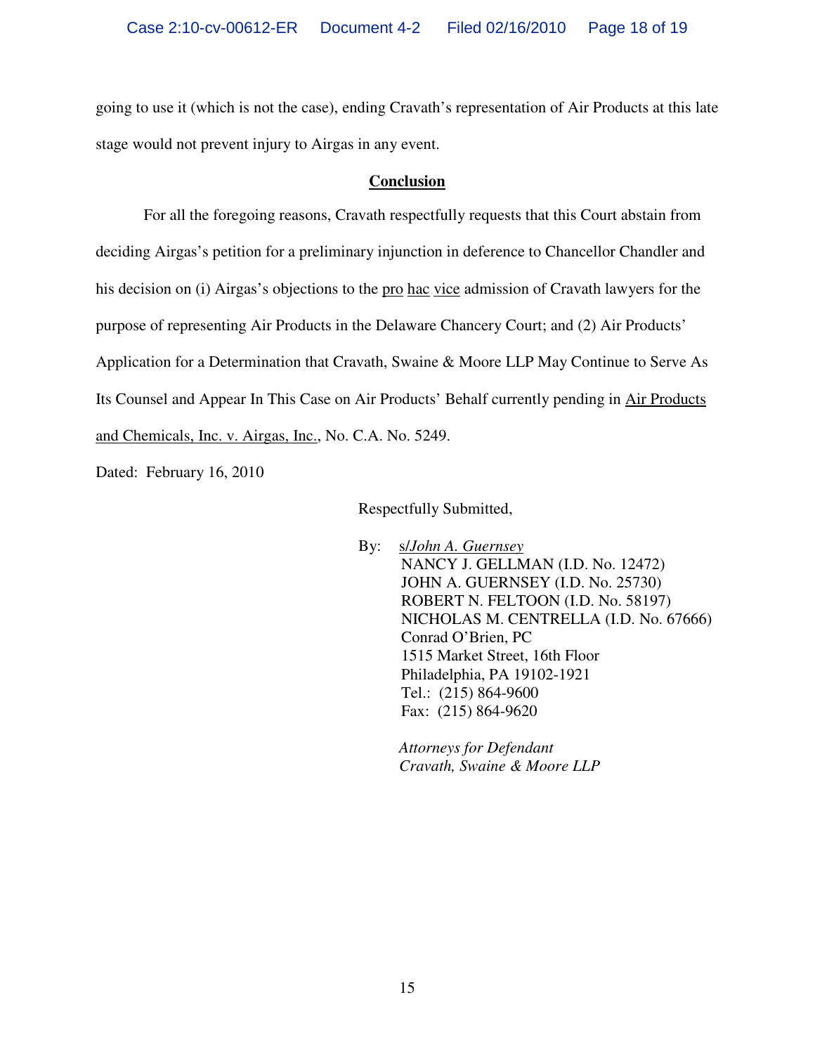going to use it (which is not the case), ending Cravath's representation of Air Products at this late stage would not prevent injury to Airgas in any event.

## Conclusion

For all the foregoing reasons, Cravath respectfully requests that this Court abstain from deciding Airgas's petition for a preliminary injunction in deference to Chancellor Chandler and his decision on (i) Airgas's objections to the pro hac vice admission of Cravath lawyers for the purpose of representing Air Products in the Delaware Chancery Court; and (2) Air Products' Application for a Determination that Cravath, Swaine & Moore LLP May Continue to Serve As Its Counsel and Appear In This Case on Air Products' Behalf currently pending in Air Products and Chemicals, Inc. v. Airgas, Inc., No. C.A. No. 5249.

Dated: February 16, 2010

Respectfully Submitted,

By: s/*John A. Guernsey*
NANCY J. GELLMAN (I.D. No. 12472)
JOHN A. GUERNSEY (I.D. No. 25730)
ROBERT N. FELTOON (I.D. No. 58197)
NICHOLAS M. CENTRELLA (I.D. No. 67666)
Conrad O'Brien, PC
1515 Market Street, 16th Floor
Philadelphia, PA 19102-1921
Tel.: (215) 864-9600
Fax: (215) 864-9620

*Attorneys for Defendant*
*Cravath, Swaine & Moore LLP*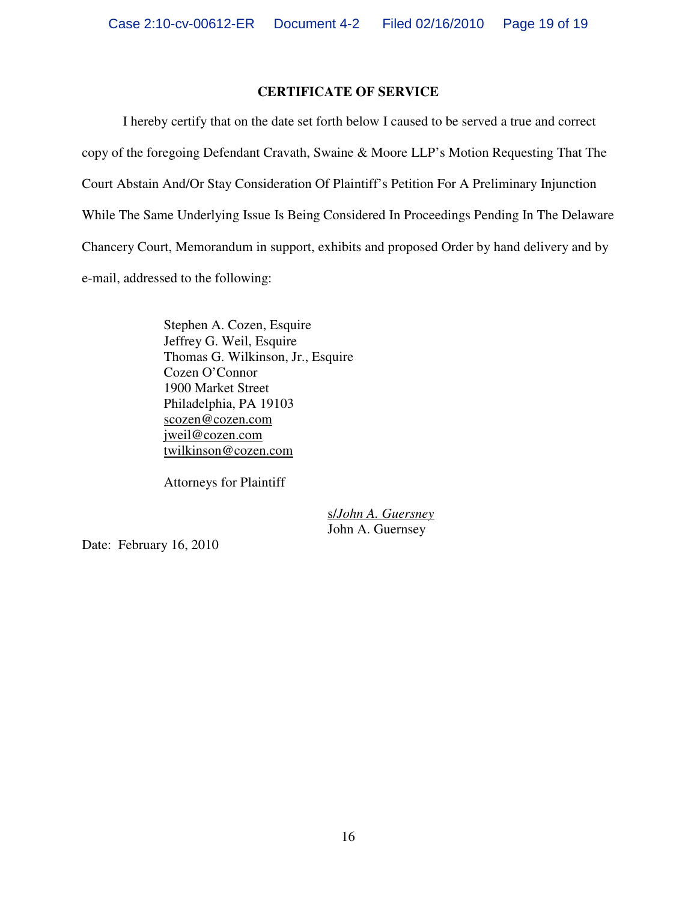## CERTIFICATE OF SERVICE

I hereby certify that on the date set forth below I caused to be served a true and correct copy of the foregoing Defendant Cravath, Swaine & Moore LLP's Motion Requesting That The Court Abstain And/Or Stay Consideration Of Plaintiff's Petition For A Preliminary Injunction While The Same Underlying Issue Is Being Considered In Proceedings Pending In The Delaware Chancery Court, Memorandum in support, exhibits and proposed Order by hand delivery and by e-mail, addressed to the following:

> Stephen A. Cozen, Esquire
> Jeffrey G. Weil, Esquire
> Thomas G. Wilkinson, Jr., Esquire
> Cozen O'Connor
> 1900 Market Street
> Philadelphia, PA 19103
> scozen@cozen.com
> jweil@cozen.com
> twilkinson@cozen.com
>
> Attorneys for Plaintiff

s/*John A. Guersney*
John A. Guernsey

Date: February 16, 2010